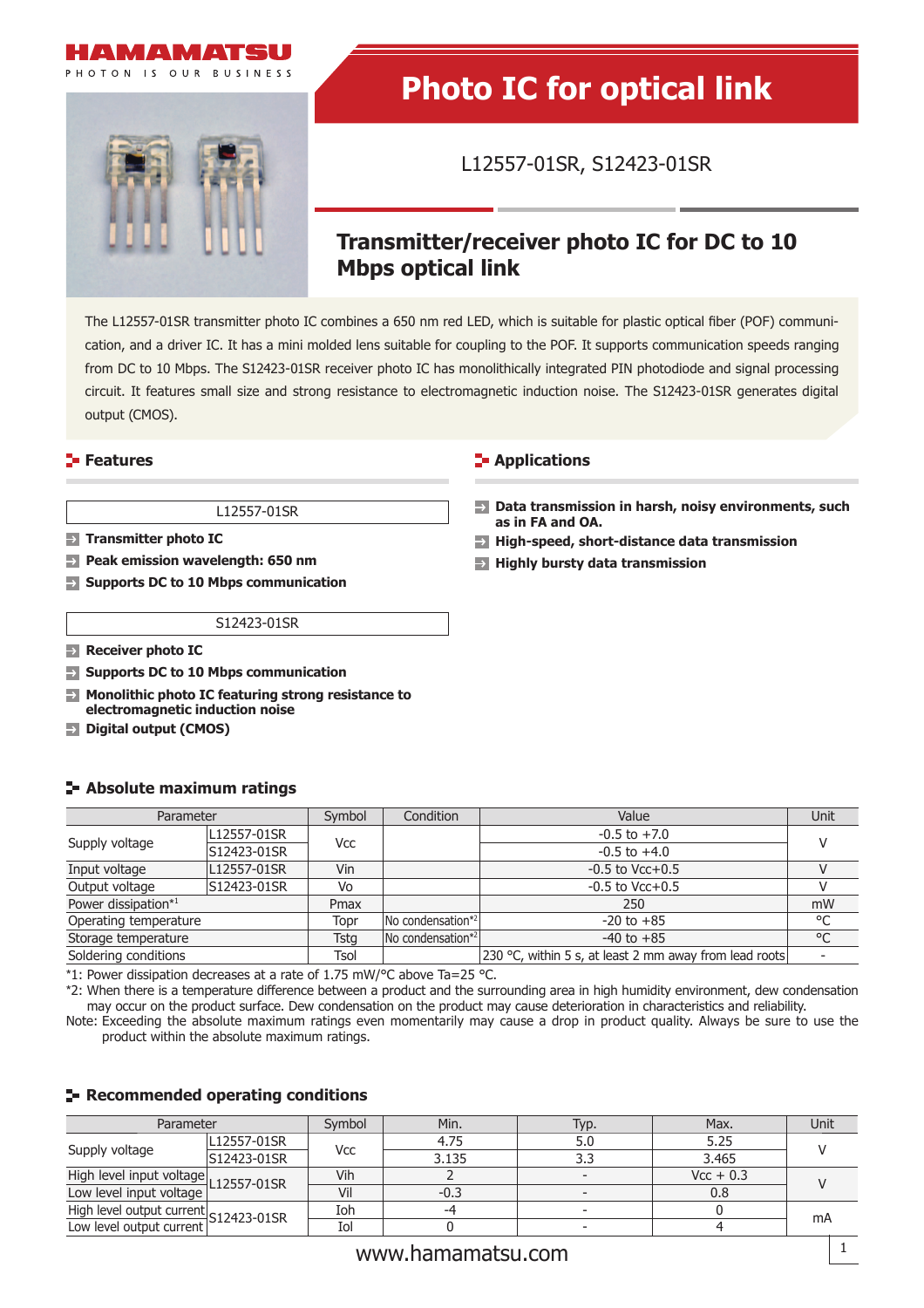HAMAMATSU

PHOTON IS OUR BUSINESS

# Photo IC for optical link

L12557-01SR, S12423-01SR

## Transmitter/receiver photo IC for DC to 10 Mbps optical link

The L12557-01SR transmitter photo IC combines a 650 nm red LED, which is suitable for plastic optical fiber (POF) communication, and a driver IC. It has a mini molded lens suitable for coupling to the POF. It supports communication speeds ranging from DC to 10 Mbps. The S12423-01SR receiver photo IC has monolithically integrated PIN photodiode and signal processing circuit. It features small size and strong resistance to electromagnetic induction noise. The S12423-01SR generates digital output (CMOS).

## Features

**L12557-01SR**

- **Transmitter photo IC**
- **Peak emission wavelength: 650 nm**
- **Supports DC to 10 Mbps communication**

**S12423-01SR**

- **Receiver photo IC**
- **Supports DC to 10 Mbps communication**
- **Monolithic photo IC featuring strong resistance to electromagnetic induction noise**
- **Digital output (CMOS)**

## Applications

- **Data transmission in harsh, noisy environments, such as in FA and OA.**
- **High-speed, short-distance data transmission**
- **Highly bursty data transmission**

## Absolute maximum ratings

| Parameter | | Symbol | Condition | Value | Unit |
|---|---|---|---|---|---|
| Supply voltage | L12557-01SR | Vcc | | -0.5 to +7.0 | V |
| | S12423-01SR | | | -0.5 to +4.0 | |
| Input voltage | L12557-01SR | Vin | | -0.5 to Vcc+0.5 | V |
| Output voltage | S12423-01SR | Vo | | -0.5 to Vcc+0.5 | V |
| Power dissipation*1 | | Pmax | | 250 | mW |
| Operating temperature | | Topr | No condensation*2 | -20 to +85 | °C |
| Storage temperature | | Tstg | No condensation*2 | -40 to +85 | °C |
| Soldering conditions | | Tsol | | 230 °C, within 5 s, at least 2 mm away from lead roots | - |

*1: Power dissipation decreases at a rate of 1.75 mW/°C above Ta=25 °C.

*2: When there is a temperature difference between a product and the surrounding area in high humidity environment, dew condensation may occur on the product surface. Dew condensation on the product may cause deterioration in characteristics and reliability.

Note: Exceeding the absolute maximum ratings even momentarily may cause a drop in product quality. Always be sure to use the product within the absolute maximum ratings.

## Recommended operating conditions

| Parameter | | Symbol | Min. | Typ. | Max. | Unit |
|---|---|---|---|---|---|---|
| Supply voltage | L12557-01SR | Vcc | 4.75 | 5.0 | 5.25 | V |
| | S12423-01SR | | 3.135 | 3.3 | 3.465 | |
| High level input voltage | L12557-01SR | Vih | 2 | - | Vcc + 0.3 | V |
| Low level input voltage | | Vil | -0.3 | - | 0.8 | |
| High level output current | S12423-01SR | Ioh | -4 | - | 0 | mA |
| Low level output current | | Iol | 0 | - | 4 | |

www.hamamatsu.com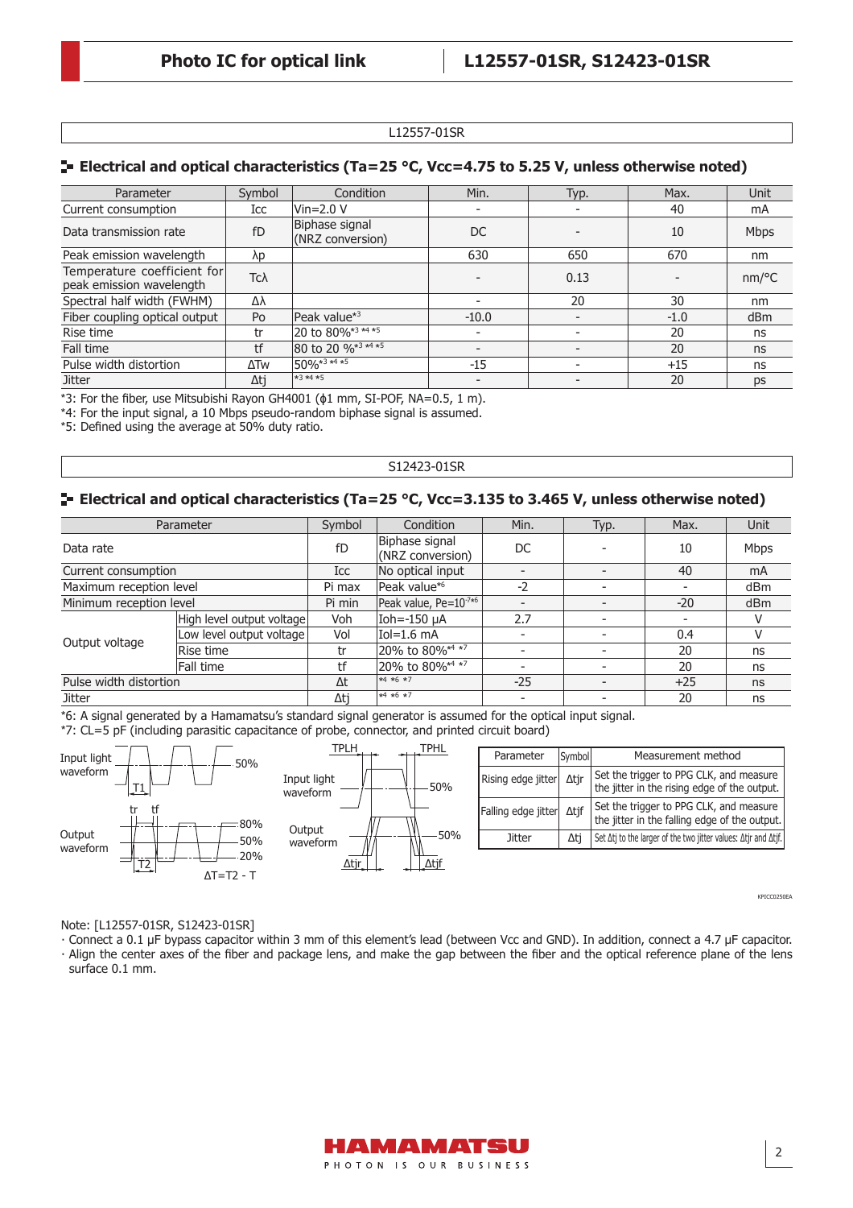L12557-01SR

## Electrical and optical characteristics (Ta=25 °C, Vcc=4.75 to 5.25 V, unless otherwise noted)

| Parameter | Symbol | Condition | Min. | Typ. | Max. | Unit |
|---|---|---|---|---|---|---|
| Current consumption | Icc | Vin=2.0 V | - | - | 40 | mA |
| Data transmission rate | fD | Biphase signal (NRZ conversion) | DC | - | 10 | Mbps |
| Peak emission wavelength | λp | | 630 | 650 | 670 | nm |
| Temperature coefficient for peak emission wavelength | Tcλ | | - | 0.13 | - | nm/°C |
| Spectral half width (FWHM) | Δλ | | - | 20 | 30 | nm |
| Fiber coupling optical output | Po | Peak value*3 | -10.0 | - | -1.0 | dBm |
| Rise time | tr | 20 to 80%*3 *4 *5 | - | - | 20 | ns |
| Fall time | tf | 80 to 20 %*3 *4 *5 | - | - | 20 | ns |
| Pulse width distortion | ΔTw | 50%*3 *4 *5 | -15 | - | +15 | ns |
| Jitter | Δtj | *3 *4 *5 | - | - | 20 | ps |

*3: For the fiber, use Mitsubishi Rayon GH4001 (ϕ1 mm, SI-POF, NA=0.5, 1 m).
*4: For the input signal, a 10 Mbps pseudo-random biphase signal is assumed.
*5: Defined using the average at 50% duty ratio.

S12423-01SR

## Electrical and optical characteristics (Ta=25 °C, Vcc=3.135 to 3.465 V, unless otherwise noted)

| Parameter | | Symbol | Condition | Min. | Typ. | Max. | Unit |
|---|---|---|---|---|---|---|---|
| Data rate | | fD | Biphase signal (NRZ conversion) | DC | - | 10 | Mbps |
| Current consumption | | Icc | No optical input | - | - | 40 | mA |
| Maximum reception level | | Pi max | Peak value*6 | -2 | - | - | dBm |
| Minimum reception level | | Pi min | Peak value, Pe=$10^{-7}$*6 | - | - | -20 | dBm |
| Output voltage | High level output voltage | Voh | Ioh=-150 µA | 2.7 | - | - | V |
| | Low level output voltage | Vol | Iol=1.6 mA | - | - | 0.4 | V |
| | Rise time | tr | 20% to 80%*4 *7 | - | - | 20 | ns |
| | Fall time | tf | 20% to 80%*4 *7 | - | - | 20 | ns |
| Pulse width distortion | | Δt | *4 *6 *7 | -25 | - | +25 | ns |
| Jitter | | Δtj | *4 *6 *7 | - | - | 20 | ns |

*6: A signal generated by a Hamamatsu's standard signal generator is assumed for the optical input signal.
*7: CL=5 pF (including parasitic capacitance of probe, connector, and printed circuit board)

Input light waveform — 50% — T1
Output waveform — tr, tf — 80%, 50%, 20% — T2
ΔT=T2 - T

TPLH, TPHL — Input light waveform 50% — Output waveform 50% — Δtjr, Δtjf

| Parameter | Symbol | Measurement method |
|---|---|---|
| Rising edge jitter | Δtjr | Set the trigger to PPG CLK, and measure the jitter in the rising edge of the output. |
| Falling edge jitter | Δtjf | Set the trigger to PPG CLK, and measure the jitter in the falling edge of the output. |
| Jitter | Δtj | Set Δtj to the larger of the two jitter values: Δtjr and Δtjf. |

KPICC0250EA

Note: [L12557-01SR, S12423-01SR]
- Connect a 0.1 µF bypass capacitor within 3 mm of this element's lead (between Vcc and GND). In addition, connect a 4.7 µF capacitor.
- Align the center axes of the fiber and package lens, and make the gap between the fiber and the optical reference plane of the lens surface 0.1 mm.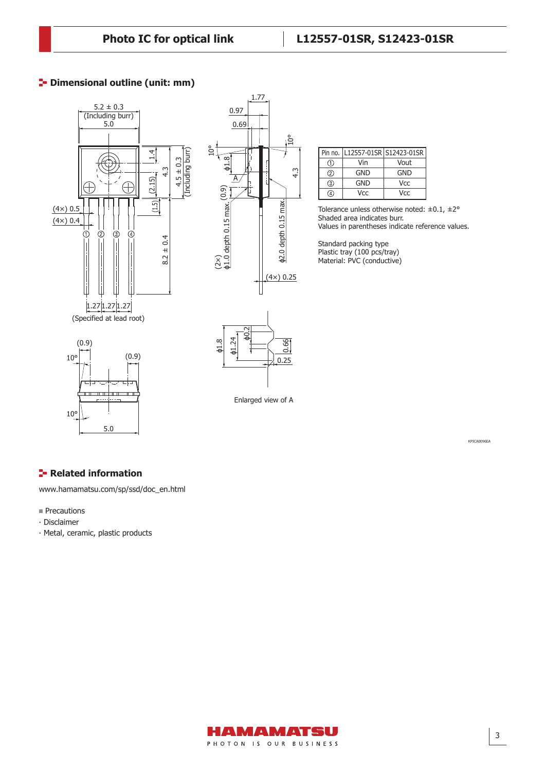## Dimensional outline (unit: mm)

| Pin no. | L12557-01SR | S12423-01SR |
|---|---|---|
| ① | Vin | Vout |
| ② | GND | GND |
| ③ | GND | Vcc |
| ④ | Vcc | Vcc |

Tolerance unless otherwise noted: ±0.1, ±2°
Shaded area indicates burr.
Values in parentheses indicate reference values.

Standard packing type
Plastic tray (100 pcs/tray)
Material: PVC (conductive)

Enlarged view of A

KPICA0096EA

## Related information

www.hamamatsu.com/sp/ssd/doc_en.html

- Precautions
- · Disclaimer
- · Metal, ceramic, plastic products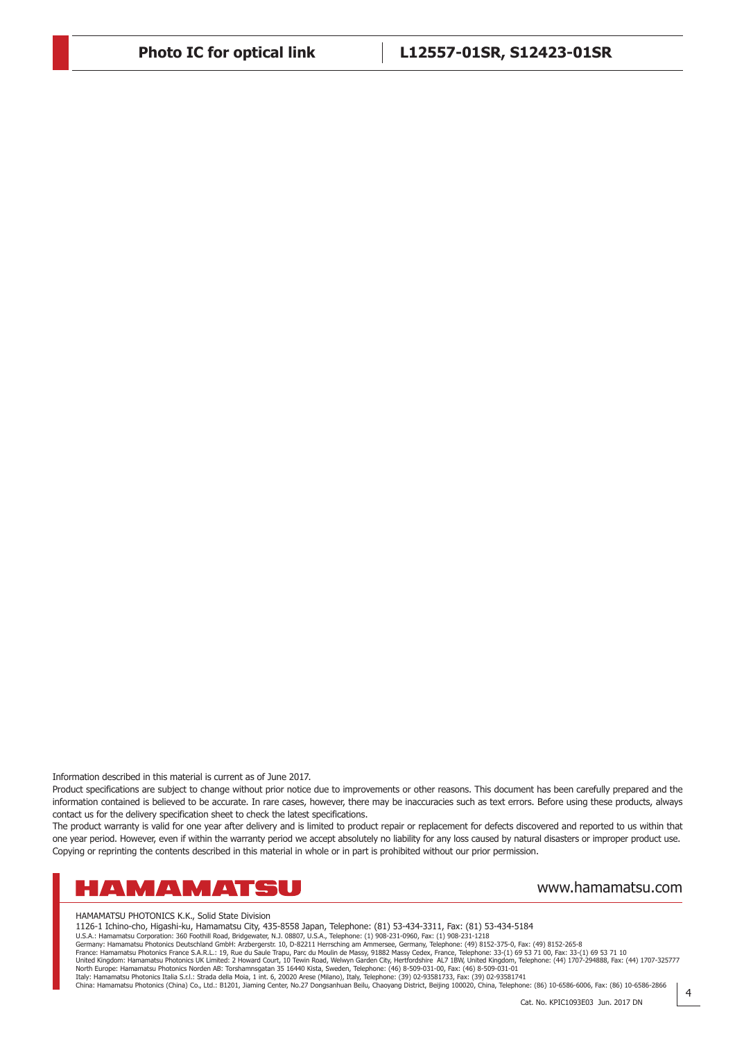Information described in this material is current as of June 2017.

Product specifications are subject to change without prior notice due to improvements or other reasons. This document has been carefully prepared and the information contained is believed to be accurate. In rare cases, however, there may be inaccuracies such as text errors. Before using these products, always contact us for the delivery specification sheet to check the latest specifications.

The product warranty is valid for one year after delivery and is limited to product repair or replacement for defects discovered and reported to us within that one year period. However, even if within the warranty period we accept absolutely no liability for any loss caused by natural disasters or improper product use. Copying or reprinting the contents described in this material in whole or in part is prohibited without our prior permission.

**HAMAMATSU**

www.hamamatsu.com

HAMAMATSU PHOTONICS K.K., Solid State Division

1126-1 Ichino-cho, Higashi-ku, Hamamatsu City, 435-8558 Japan, Telephone: (81) 53-434-3311, Fax: (81) 53-434-5184

U.S.A.: Hamamatsu Corporation: 360 Foothill Road, Bridgewater, N.J. 08807, U.S.A., Telephone: (1) 908-231-0960, Fax: (1) 908-231-1218
Germany: Hamamatsu Photonics Deutschland GmbH: Arzbergerstr. 10, D-82211 Herrsching am Ammersee, Germany, Telephone: (49) 8152-375-0, Fax: (49) 8152-265-8
France: Hamamatsu Photonics France S.A.R.L.: 19, Rue du Saule Trapu, Parc du Moulin de Massy, 91882 Massy Cedex, France, Telephone: 33-(1) 69 53 71 00, Fax: 33-(1) 69 53 71 10
United Kingdom: Hamamatsu Photonics UK Limited: 2 Howard Court, 10 Tewin Road, Welwyn Garden City, Hertfordshire AL7 1BW, United Kingdom, Telephone: (44) 1707-294888, Fax: (44) 1707-325777
North Europe: Hamamatsu Photonics Norden AB: Torshamnsgatan 35 16440 Kista, Sweden, Telephone: (46) 8-509-031-00, Fax: (46) 8-509-031-01
Italy: Hamamatsu Photonics Italia S.r.l.: Strada della Moia, 1 int. 6, 20020 Arese (Milano), Italy, Telephone: (39) 02-93581733, Fax: (39) 02-93581741
China: Hamamatsu Photonics (China) Co., Ltd.: B1201, Jiaming Center, No.27 Dongsanhuan Beilu, Chaoyang District, Beijing 100020, China, Telephone: (86) 10-6586-6006, Fax: (86) 10-6586-2866

Cat. No. KPIC1093E03 Jun. 2017 DN